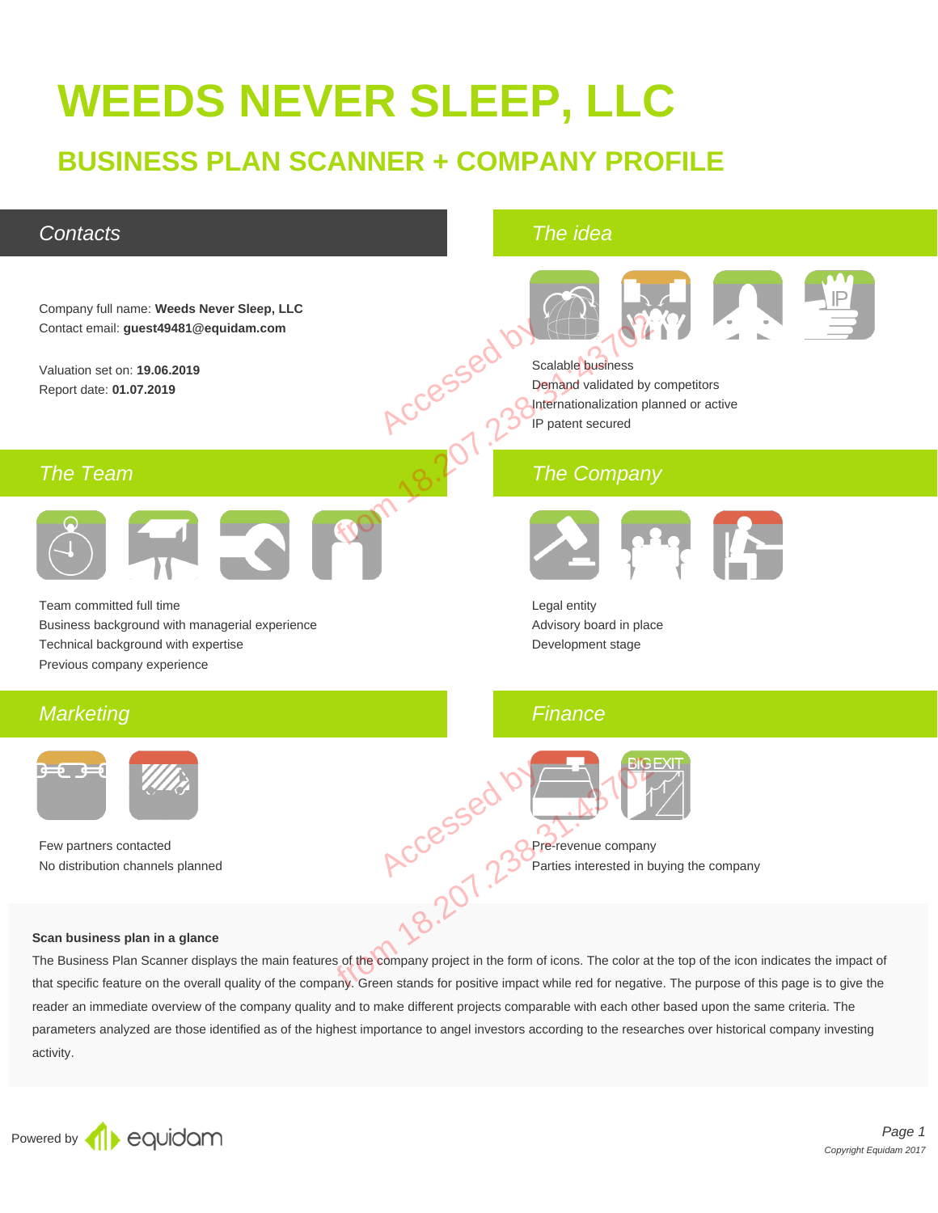# WEEDS NEVER SLEEP, LLC

## BUSINESS PLAN SCANNER + COMPANY PROFILE

### Contacts

Company full name: **Weeds Never Sleep, LLC**
Contact email: **guest49481@equidam.com**

Valuation set on: **19.06.2019**
Report date: **01.07.2019**

### The idea

Scalable business
Demand validated by competitors
Internationalization planned or active
IP patent secured

### The Team

Team committed full time
Business background with managerial experience
Technical background with expertise
Previous company experience

### The Company

Legal entity
Advisory board in place
Development stage

### Marketing

Few partners contacted
No distribution channels planned

### Finance

Pre-revenue company
Parties interested in buying the company

**Scan business plan in a glance**

The Business Plan Scanner displays the main features of the company project in the form of icons. The color at the top of the icon indicates the impact of that specific feature on the overall quality of the company. Green stands for positive impact while red for negative. The purpose of this page is to give the reader an immediate overview of the company quality and to make different projects comparable with each other based upon the same criteria. The parameters analyzed are those identified as of the highest importance to angel investors according to the researches over historical company investing activity.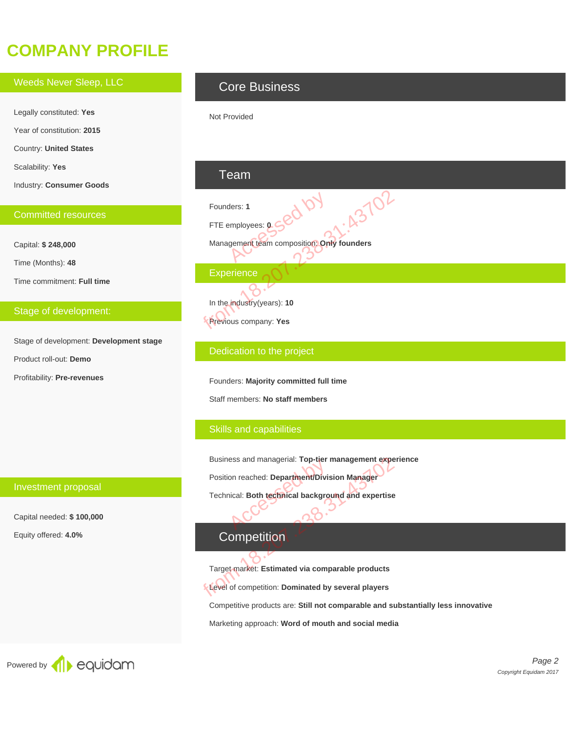# COMPANY PROFILE

## Weeds Never Sleep, LLC

Legally constituted: **Yes**

Year of constitution: **2015**

Country: **United States**

Scalability: **Yes**

Industry: **Consumer Goods**

### Committed resources

Capital: **$ 248,000**

Time (Months): **48**

Time commitment: **Full time**

### Stage of development:

Stage of development: **Development stage**

Product roll-out: **Demo**

Profitability: **Pre-revenues**

### Investment proposal

Capital needed: **$ 100,000**

Equity offered: **4.0%**

## Core Business

Not Provided

## Team

Founders: **1**

FTE employees: **0**

Management team composition: **Only founders**

### Experience

In the industry(years): **10**

Previous company: **Yes**

### Dedication to the project

Founders: **Majority committed full time**

Staff members: **No staff members**

### Skills and capabilities

Business and managerial: **Top-tier management experience**

Position reached: **Department/Division Manager**

Technical: **Both technical background and expertise**

## Competition

Target market: **Estimated via comparable products**

Level of competition: **Dominated by several players**

Competitive products are: **Still not comparable and substantially less innovative**

Marketing approach: **Word of mouth and social media**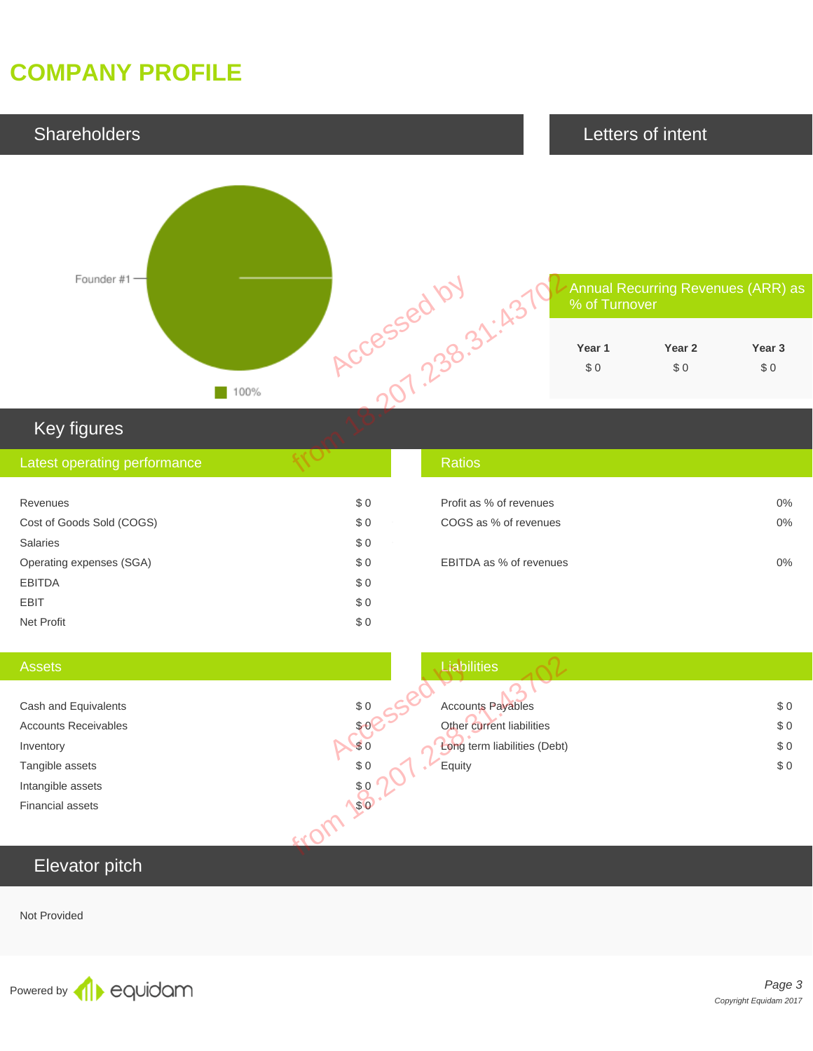# COMPANY PROFILE

## Shareholders

Founder #1

100%

## Letters of intent

### Annual Recurring Revenues (ARR) as % of Turnover

| Year 1 | Year 2 | Year 3 |
|---|---|---|
| $ 0 | $ 0 | $ 0 |

## Key figures

### Latest operating performance

| | |
|---|---|
| Revenues | $ 0 |
| Cost of Goods Sold (COGS) | $ 0 |
| Salaries | $ 0 |
| Operating expenses (SGA) | $ 0 |
| EBITDA | $ 0 |
| EBIT | $ 0 |
| Net Profit | $ 0 |

### Ratios

| | |
|---|---|
| Profit as % of revenues | 0% |
| COGS as % of revenues | 0% |
| EBITDA as % of revenues | 0% |

### Assets

| | |
|---|---|
| Cash and Equivalents | $ 0 |
| Accounts Receivables | $ 0 |
| Inventory | $ 0 |
| Tangible assets | $ 0 |
| Intangible assets | $ 0 |
| Financial assets | $ 0 |

### Liabilities

| | |
|---|---|
| Accounts Payables | $ 0 |
| Other current liabilities | $ 0 |
| Long term liabilities (Debt) | $ 0 |
| Equity | $ 0 |

## Elevator pitch

Not Provided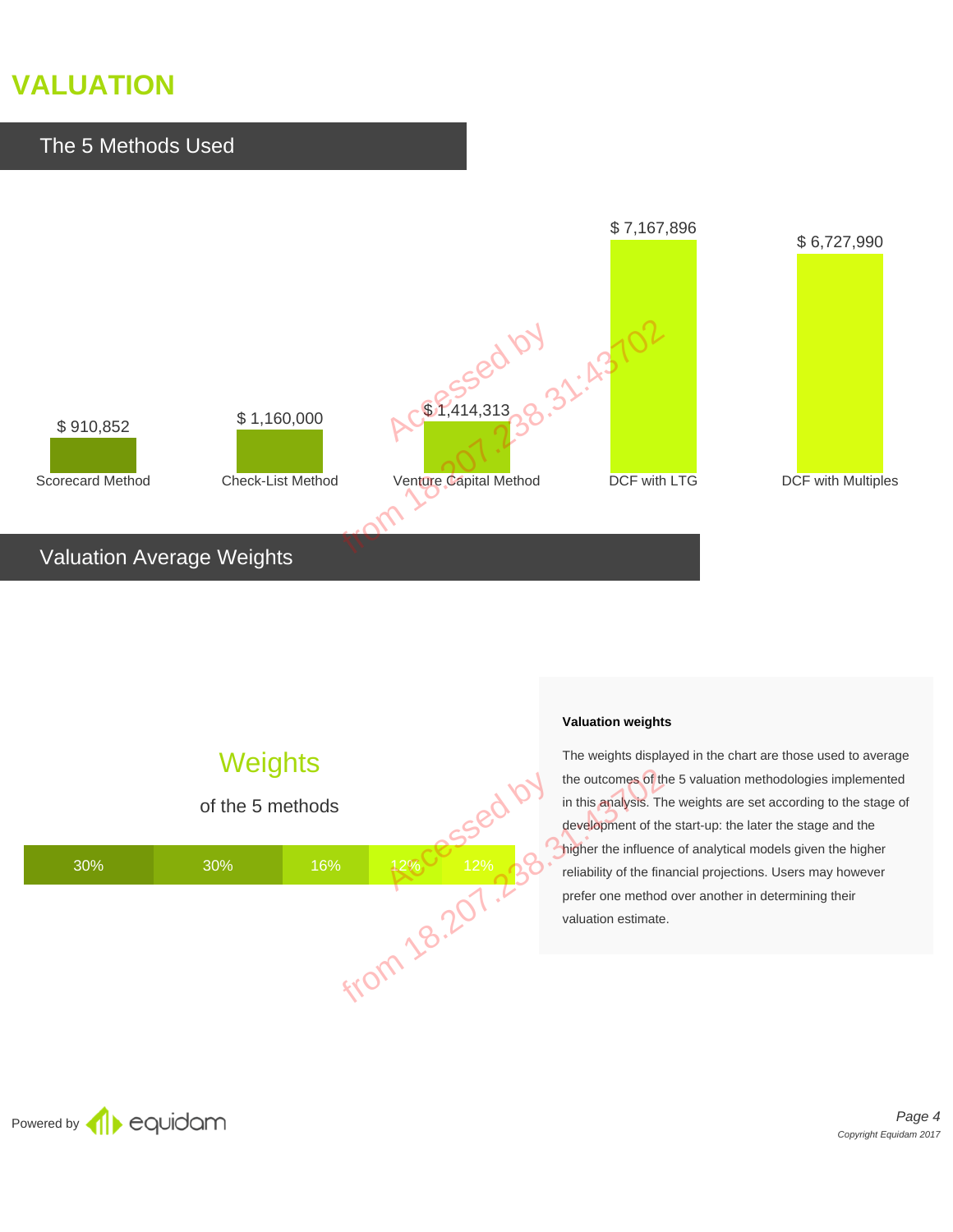# VALUATION

## The 5 Methods Used

| Method | Value |
|---|---|
| Scorecard Method | $ 910,852 |
| Check-List Method | $ 1,160,000 |
| Venture Capital Method | $ 1,414,313 |
| DCF with LTG | $ 7,167,896 |
| DCF with Multiples | $ 6,727,990 |

## Valuation Average Weights

### Weights

of the 5 methods

| 30% | 30% | 16% | 12% | 12% |
|---|---|---|---|---|

**Valuation weights**

The weights displayed in the chart are those used to average the outcomes of the 5 valuation methodologies implemented in this analysis. The weights are set according to the stage of development of the start-up: the later the stage and the higher the influence of analytical models given the higher reliability of the financial projections. Users may however prefer one method over another in determining their valuation estimate.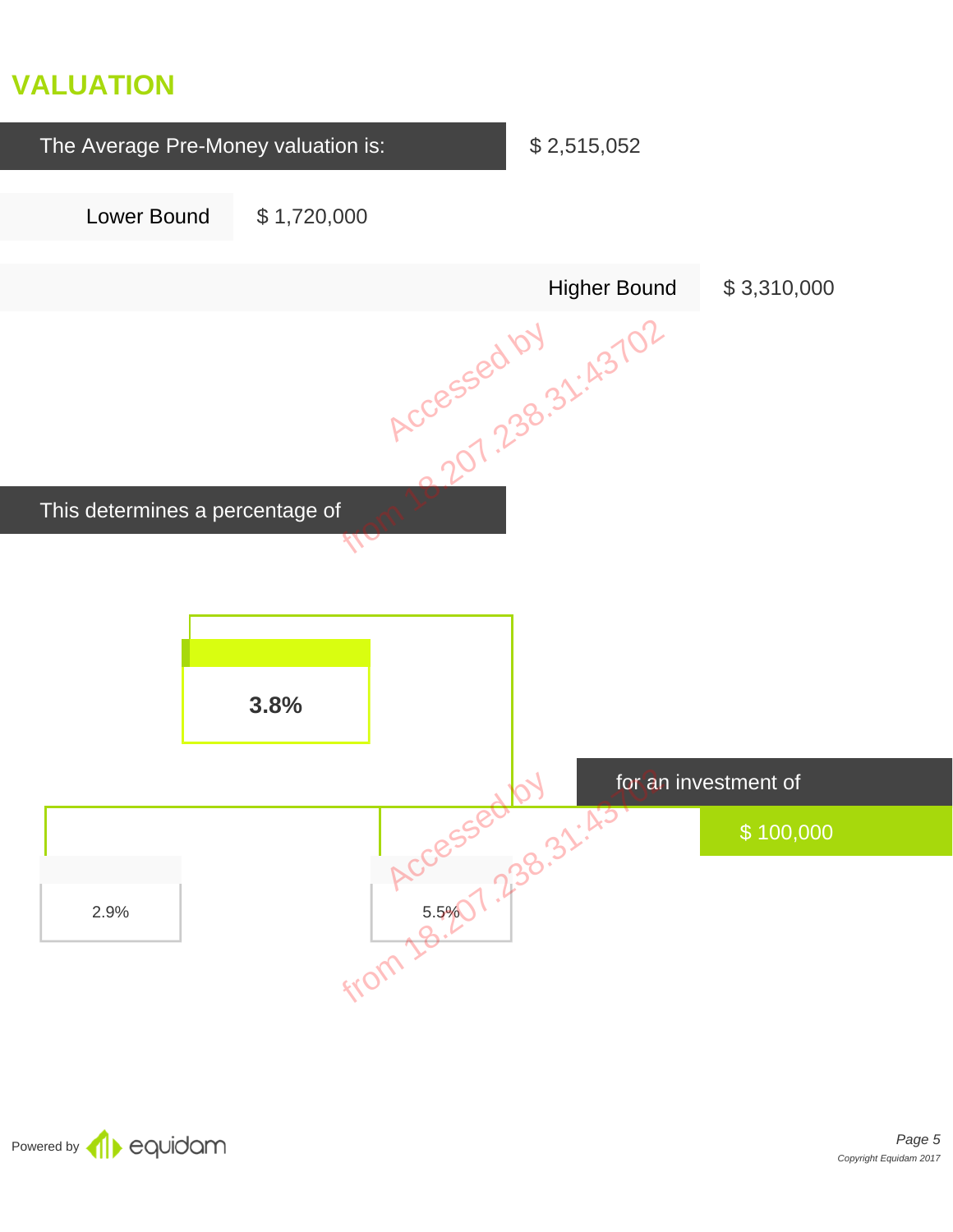## VALUATION

The Average Pre-Money valuation is: $ 2,515,052

Lower Bound $ 1,720,000

Higher Bound $ 3,310,000

This determines a percentage of

**3.8%**

for an investment of

$ 100,000

2.9%

5.5%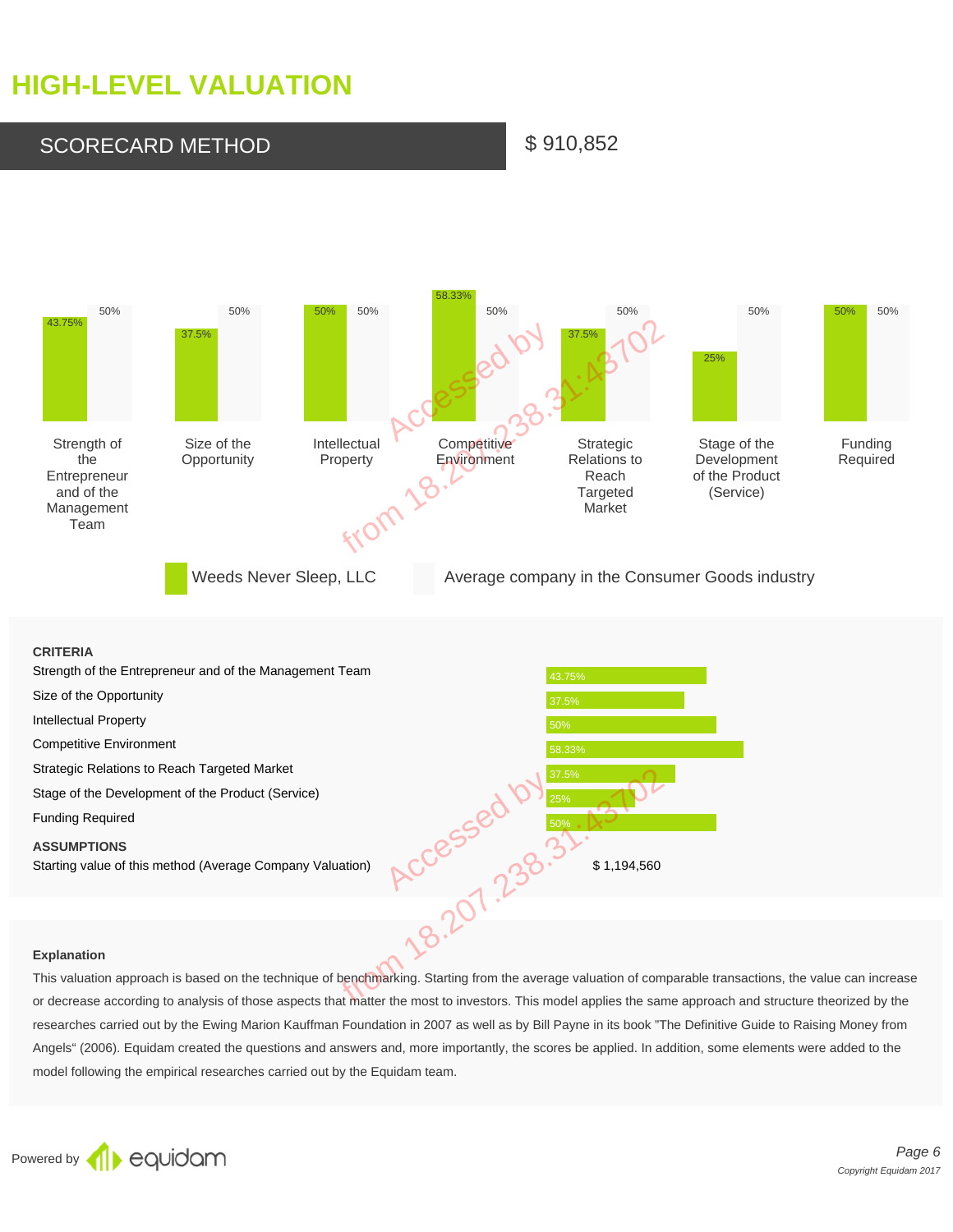# HIGH-LEVEL VALUATION

## SCORECARD METHOD

$ 910,852

| Criteria | Weeds Never Sleep, LLC | Average company in the Consumer Goods industry |
|---|---|---|
| Strength of the Entrepreneur and of the Management Team | 43.75% | 50% |
| Size of the Opportunity | 37.5% | 50% |
| Intellectual Property | 50% | 50% |
| Competitive Environment | 58.33% | 50% |
| Strategic Relations to Reach Targeted Market | 37.5% | 50% |
| Stage of the Development of the Product (Service) | 25% | 50% |
| Funding Required | 50% | 50% |

**CRITERIA**

| | |
|---|---|
| Strength of the Entrepreneur and of the Management Team | 43.75% |
| Size of the Opportunity | 37.5% |
| Intellectual Property | 50% |
| Competitive Environment | 58.33% |
| Strategic Relations to Reach Targeted Market | 37.5% |
| Stage of the Development of the Product (Service) | 25% |
| Funding Required | 50% |

**ASSUMPTIONS**

| | |
|---|---|
| Starting value of this method (Average Company Valuation) | $ 1,194,560 |

**Explanation**

This valuation approach is based on the technique of benchmarking. Starting from the average valuation of comparable transactions, the value can increase or decrease according to analysis of those aspects that matter the most to investors. This model applies the same approach and structure theorized by the researches carried out by the Ewing Marion Kauffman Foundation in 2007 as well as by Bill Payne in its book "The Definitive Guide to Raising Money from Angels" (2006). Equidam created the questions and answers and, more importantly, the scores be applied. In addition, some elements were added to the model following the empirical researches carried out by the Equidam team.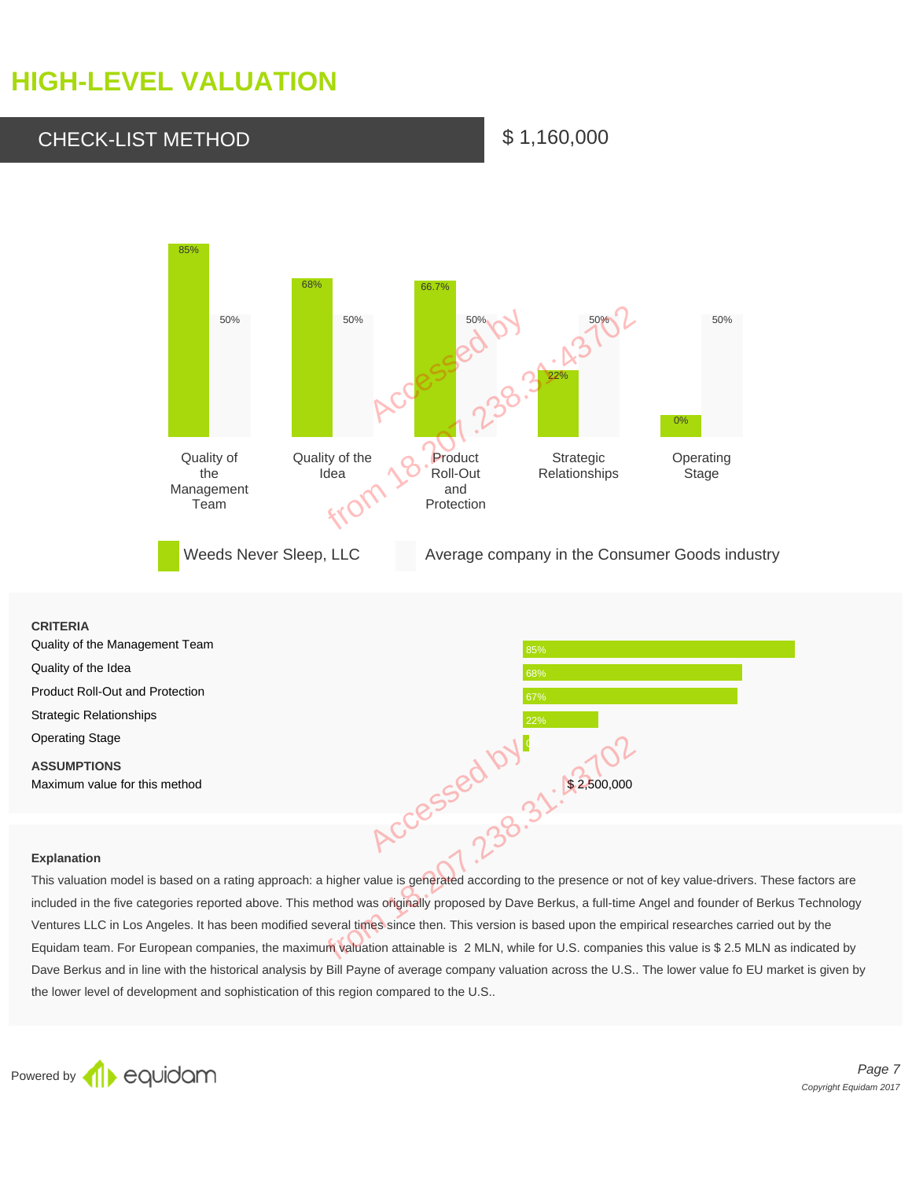# HIGH-LEVEL VALUATION

## CHECK-LIST METHOD

$ 1,160,000

| | Weeds Never Sleep, LLC | Average company in the Consumer Goods industry |
|---|---|---|
| Quality of the Management Team | 85% | 50% |
| Quality of the Idea | 68% | 50% |
| Product Roll-Out and Protection | 66.7% | 50% |
| Strategic Relationships | 22% | 50% |
| Operating Stage | 0% | 50% |

**CRITERIA**

| | |
|---|---|
| Quality of the Management Team | 85% |
| Quality of the Idea | 68% |
| Product Roll-Out and Protection | 67% |
| Strategic Relationships | 22% |
| Operating Stage | 0% |

**ASSUMPTIONS**

| | |
|---|---|
| Maximum value for this method | $ 2,500,000 |

**Explanation**

This valuation model is based on a rating approach: a higher value is generated according to the presence or not of key value-drivers. These factors are included in the five categories reported above. This method was originally proposed by Dave Berkus, a full-time Angel and founder of Berkus Technology Ventures LLC in Los Angeles. It has been modified several times since then. This version is based upon the empirical researches carried out by the Equidam team. For European companies, the maximum valuation attainable is 2 MLN, while for U.S. companies this value is $ 2.5 MLN as indicated by Dave Berkus and in line with the historical analysis by Bill Payne of average company valuation across the U.S.. The lower value fo EU market is given by the lower level of development and sophistication of this region compared to the U.S..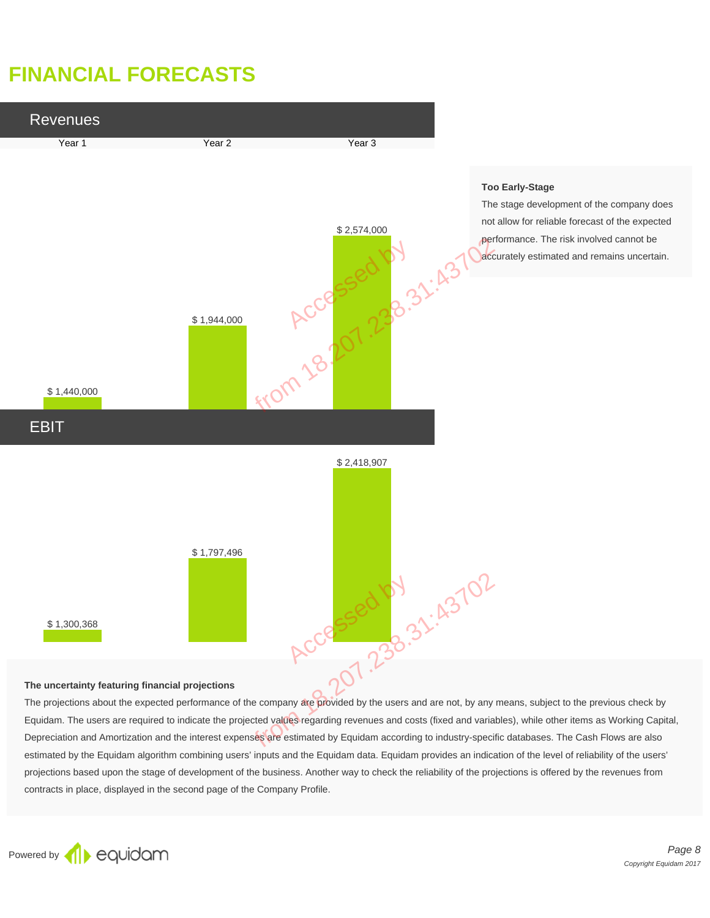# FINANCIAL FORECASTS

## Revenues

| Year 1 | Year 2 | Year 3 |
|---|---|---|
| $ 1,440,000 | $ 1,944,000 | $ 2,574,000 |

**Too Early-Stage**

The stage development of the company does not allow for reliable forecast of the expected performance. The risk involved cannot be accurately estimated and remains uncertain.

## EBIT

| Year 1 | Year 2 | Year 3 |
|---|---|---|
| $ 1,300,368 | $ 1,797,496 | $ 2,418,907 |

**The uncertainty featuring financial projections**

The projections about the expected performance of the company are provided by the users and are not, by any means, subject to the previous check by Equidam. The users are required to indicate the projected values regarding revenues and costs (fixed and variables), while other items as Working Capital, Depreciation and Amortization and the interest expenses are estimated by Equidam according to industry-specific databases. The Cash Flows are also estimated by the Equidam algorithm combining users' inputs and the Equidam data. Equidam provides an indication of the level of reliability of the users' projections based upon the stage of development of the business. Another way to check the reliability of the projections is offered by the revenues from contracts in place, displayed in the second page of the Company Profile.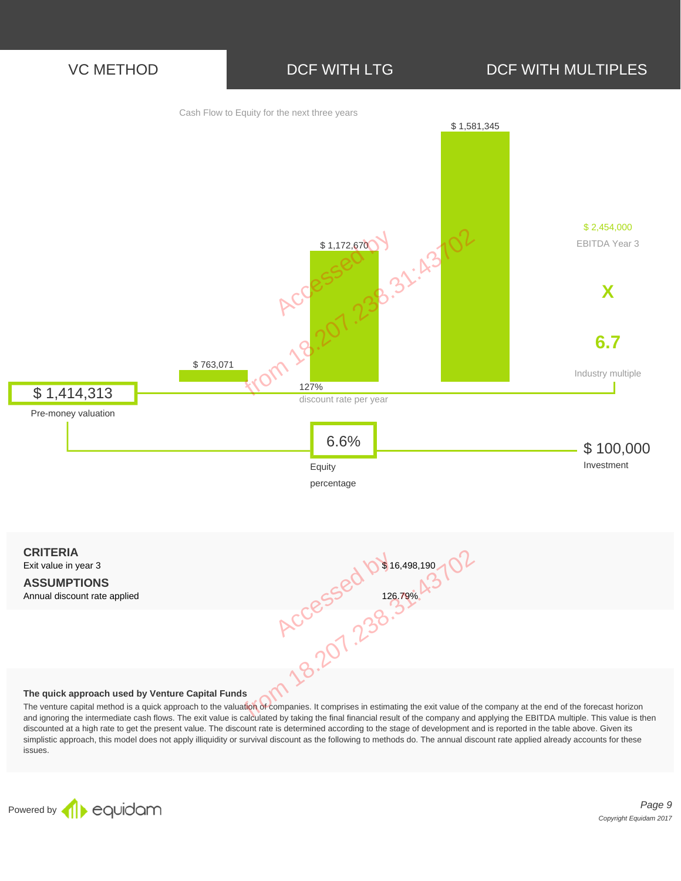VC METHOD | DCF WITH LTG | DCF WITH MULTIPLES

Cash Flow to Equity for the next three years

$ 763,071

$ 1,172,670

$ 1,581,345

$ 2,454,000
EBITDA Year 3

X

6.7
Industry multiple

$ 1,414,313
Pre-money valuation

127%
discount rate per year

6.6%
Equity percentage

$ 100,000
Investment

| | |
|---|---|
| **CRITERIA** | |
| Exit value in year 3 | $ 16,498,190 |
| **ASSUMPTIONS** | |
| Annual discount rate applied | 126.79% |

**The quick approach used by Venture Capital Funds**

The venture capital method is a quick approach to the valuation of companies. It comprises in estimating the exit value of the company at the end of the forecast horizon and ignoring the intermediate cash flows. The exit value is calculated by taking the final financial result of the company and applying the EBITDA multiple. This value is then discounted at a high rate to get the present value. The discount rate is determined according to the stage of development and is reported in the table above. Given its simplistic approach, this model does not apply illiquidity or survival discount as the following to methods do. The annual discount rate applied already accounts for these issues.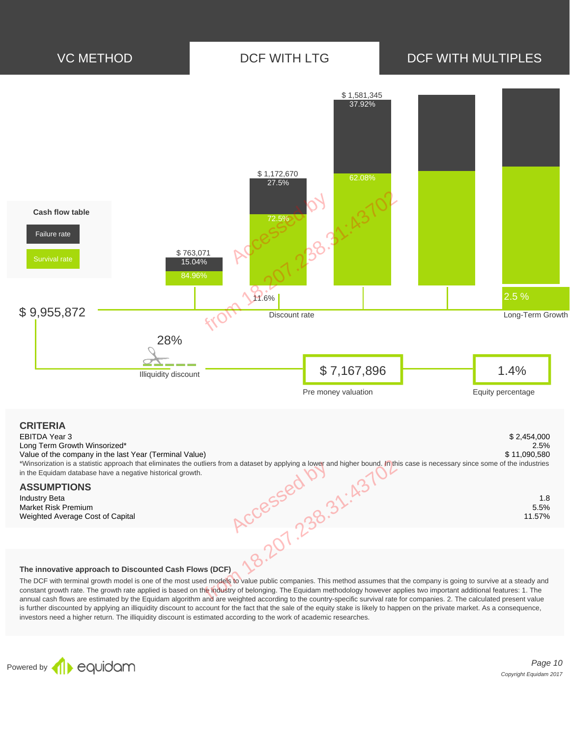VC METHOD | **DCF WITH LTG** | DCF WITH MULTIPLES

Cash flow table

- Failure rate
- Survival rate

| | Year 1 | Year 2 | Year 3 |
|---|---|---|---|
| Cash flow | $ 763,071 | $ 1,172,670 | $ 1,581,345 |
| Failure rate | 15.04% | 27.5% | 37.92% |
| Survival rate | 84.96% | 72.5% | 62.08% |

$ 9,955,872

11.6% Discount rate

2.5 % Long-Term Growth

28% Illiquidity discount

$ 7,167,896 Pre money valuation

1.4% Equity percentage

## CRITERIA

| | |
|---|---|
| EBITDA Year 3 | $ 2,454,000 |
| Long Term Growth Winsorized* | 2.5% |
| Value of the company in the last Year (Terminal Value) | $ 11,090,580 |

*Winsorization is a statistic approach that eliminates the outliers from a dataset by applying a lower and higher bound. In this case is necessary since some of the industries in the Equidam database have a negative historical growth.

## ASSUMPTIONS

| | |
|---|---|
| Industry Beta | 1.8 |
| Market Risk Premium | 5.5% |
| Weighted Average Cost of Capital | 11.57% |

### The innovative approach to Discounted Cash Flows (DCF)

The DCF with terminal growth model is one of the most used models to value public companies. This method assumes that the company is going to survive at a steady and constant growth rate. The growth rate applied is based on the industry of belonging. The Equidam methodology however applies two important additional features: 1. The annual cash flows are estimated by the Equidam algorithm and are weighted according to the country-specific survival rate for companies. 2. The calculated present value is further discounted by applying an illiquidity discount to account for the fact that the sale of the equity stake is likely to happen on the private market. As a consequence, investors need a higher return. The illiquidity discount is estimated according to the work of academic researches.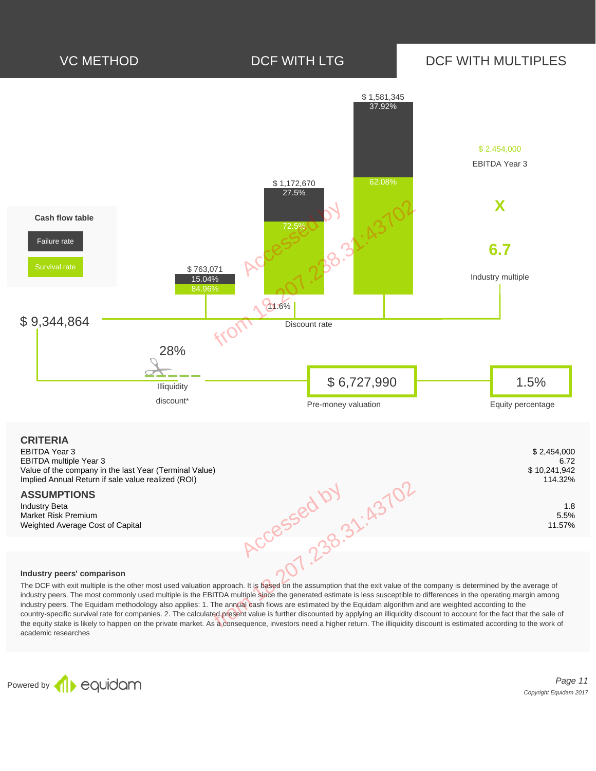VC METHOD | DCF WITH LTG | **DCF WITH MULTIPLES**

**Cash flow table**

- Failure rate
- Survival rate

| | Year 1 | Year 2 | Year 3 |
|---|---|---|---|
| Cash flow | $ 763,071 | $ 1,172,670 | $ 1,581,345 |
| Failure rate | 15.04% | 27.5% | 37.92% |
| Survival rate | 84.96% | 72.5% | 62.08% |

$ 2,454,000
EBITDA Year 3

X

6.7
Industry multiple

11.6%
Discount rate

$ 9,344,864

28%
Illiquidity discount*

$ 6,727,990
Pre-money valuation

1.5%
Equity percentage

## CRITERIA

| | |
|---|---|
| EBITDA Year 3 | $ 2,454,000 |
| EBITDA multiple Year 3 | 6.72 |
| Value of the company in the last Year (Terminal Value) | $ 10,241,942 |
| Implied Annual Return if sale value realized (ROI) | 114.32% |

## ASSUMPTIONS

| | |
|---|---|
| Industry Beta | 1.8 |
| Market Risk Premium | 5.5% |
| Weighted Average Cost of Capital | 11.57% |

**Industry peers' comparison**

The DCF with exit multiple is the other most used valuation approach. It is based on the assumption that the exit value of the company is determined by the average of industry peers. The most commonly used multiple is the EBITDA multiple since the generated estimate is less susceptible to differences in the operating margin among industry peers. The Equidam methodology also applies: 1. The annual cash flows are estimated by the Equidam algorithm and are weighted according to the country-specific survival rate for companies. 2. The calculated present value is further discounted by applying an illiquidity discount to account for the fact that the sale of the equity stake is likely to happen on the private market. As a consequence, investors need a higher return. The illiquidity discount is estimated according to the work of academic researches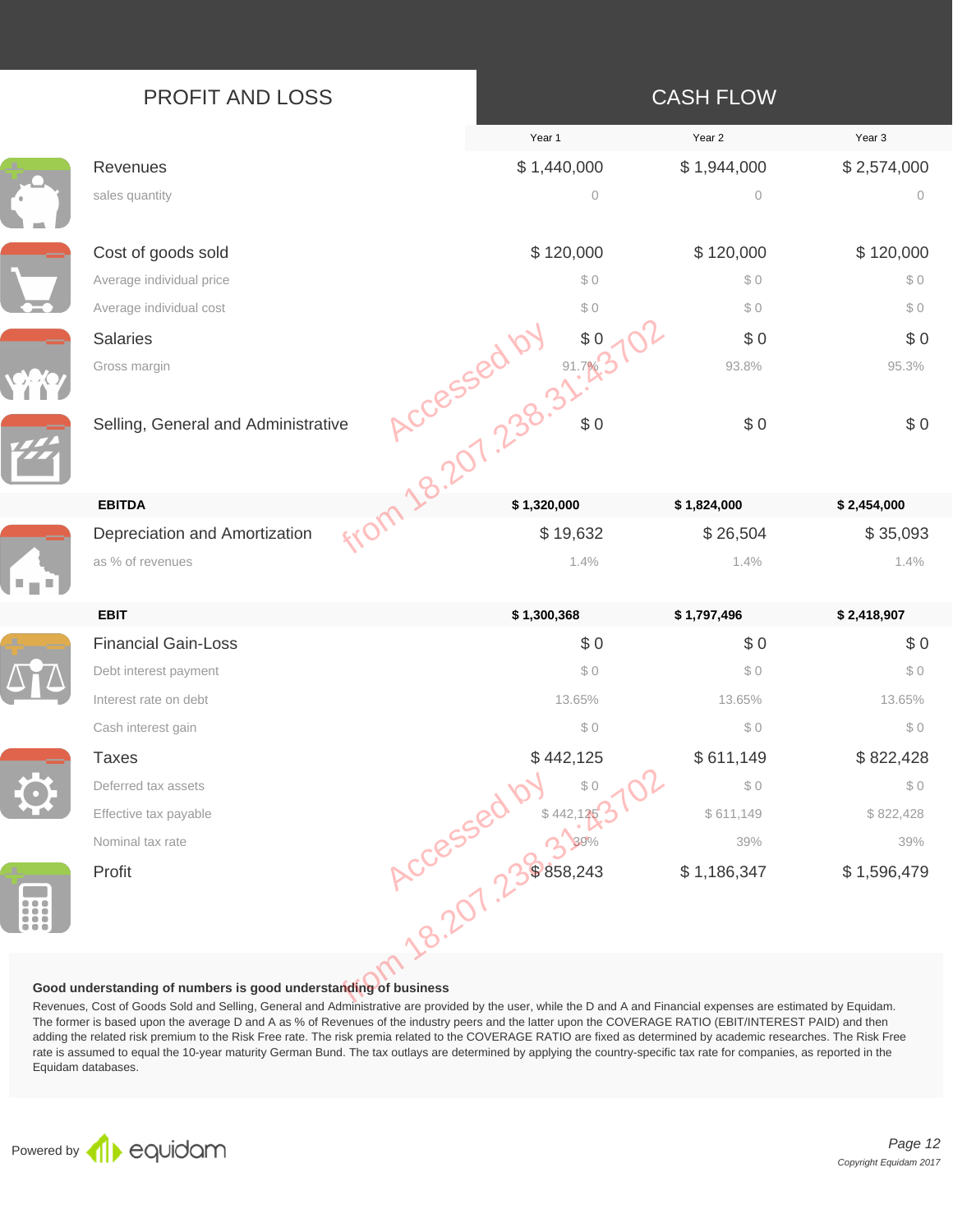## PROFIT AND LOSS

## CASH FLOW

| | Year 1 | Year 2 | Year 3 |
|---|---|---|---|
| Revenues | $ 1,440,000 | $ 1,944,000 | $ 2,574,000 |
| sales quantity | 0 | 0 | 0 |
| Cost of goods sold | $ 120,000 | $ 120,000 | $ 120,000 |
| Average individual price | $ 0 | $ 0 | $ 0 |
| Average individual cost | $ 0 | $ 0 | $ 0 |
| Salaries | $ 0 | $ 0 | $ 0 |
| Gross margin | 91.7% | 93.8% | 95.3% |
| Selling, General and Administrative | $ 0 | $ 0 | $ 0 |
| **EBITDA** | **$ 1,320,000** | **$ 1,824,000** | **$ 2,454,000** |
| Depreciation and Amortization | $ 19,632 | $ 26,504 | $ 35,093 |
| as % of revenues | 1.4% | 1.4% | 1.4% |
| **EBIT** | **$ 1,300,368** | **$ 1,797,496** | **$ 2,418,907** |
| Financial Gain-Loss | $ 0 | $ 0 | $ 0 |
| Debt interest payment | $ 0 | $ 0 | $ 0 |
| Interest rate on debt | 13.65% | 13.65% | 13.65% |
| Cash interest gain | $ 0 | $ 0 | $ 0 |
| Taxes | $ 442,125 | $ 611,149 | $ 822,428 |
| Deferred tax assets | $ 0 | $ 0 | $ 0 |
| Effective tax payable | $ 442,125 | $ 611,149 | $ 822,428 |
| Nominal tax rate | 39% | 39% | 39% |
| Profit | $ 858,243 | $ 1,186,347 | $ 1,596,479 |

**Good understanding of numbers is good understanding of business**

Revenues, Cost of Goods Sold and Selling, General and Administrative are provided by the user, while the D and A and Financial expenses are estimated by Equidam. The former is based upon the average D and A as % of Revenues of the industry peers and the latter upon the COVERAGE RATIO (EBIT/INTEREST PAID) and then adding the related risk premium to the Risk Free rate. The risk premia related to the COVERAGE RATIO are fixed as determined by academic researches. The Risk Free rate is assumed to equal the 10-year maturity German Bund. The tax outlays are determined by applying the country-specific tax rate for companies, as reported in the Equidam databases.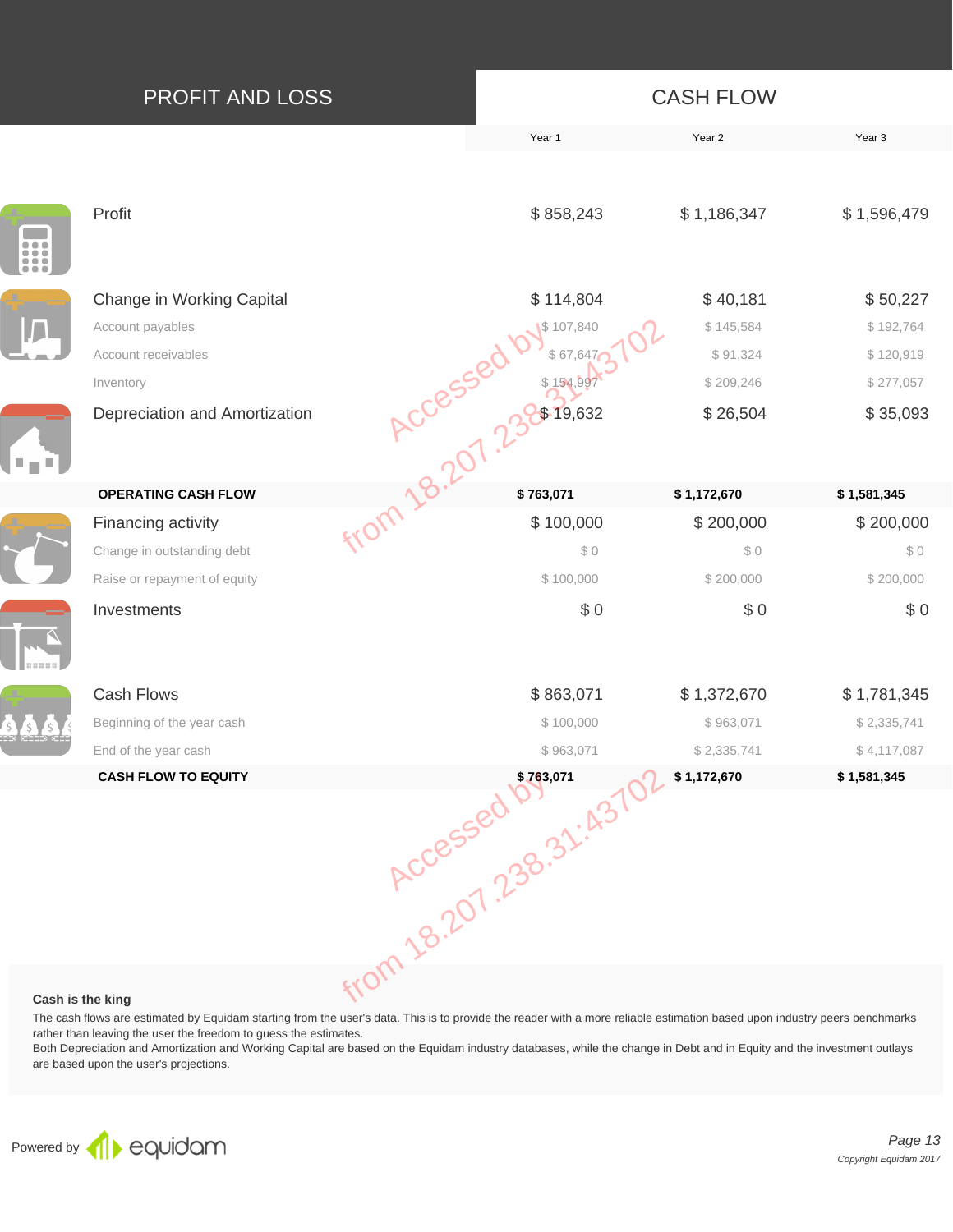## PROFIT AND LOSS

## CASH FLOW

| | Year 1 | Year 2 | Year 3 |
|---|---|---|---|
| Profit | $ 858,243 | $ 1,186,347 | $ 1,596,479 |
| Change in Working Capital | $ 114,804 | $ 40,181 | $ 50,227 |
| Account payables | $ 107,840 | $ 145,584 | $ 192,764 |
| Account receivables | $ 67,647 | $ 91,324 | $ 120,919 |
| Inventory | $ 154,997 | $ 209,246 | $ 277,057 |
| Depreciation and Amortization | $ 19,632 | $ 26,504 | $ 35,093 |
| **OPERATING CASH FLOW** | **$ 763,071** | **$ 1,172,670** | **$ 1,581,345** |
| Financing activity | $ 100,000 | $ 200,000 | $ 200,000 |
| Change in outstanding debt | $ 0 | $ 0 | $ 0 |
| Raise or repayment of equity | $ 100,000 | $ 200,000 | $ 200,000 |
| Investments | $ 0 | $ 0 | $ 0 |
| Cash Flows | $ 863,071 | $ 1,372,670 | $ 1,781,345 |
| Beginning of the year cash | $ 100,000 | $ 963,071 | $ 2,335,741 |
| End of the year cash | $ 963,071 | $ 2,335,741 | $ 4,117,087 |
| **CASH FLOW TO EQUITY** | **$ 763,071** | **$ 1,172,670** | **$ 1,581,345** |

**Cash is the king**

The cash flows are estimated by Equidam starting from the user's data. This is to provide the reader with a more reliable estimation based upon industry peers benchmarks rather than leaving the user the freedom to guess the estimates.
Both Depreciation and Amortization and Working Capital are based on the Equidam industry databases, while the change in Debt and in Equity and the investment outlays are based upon the user's projections.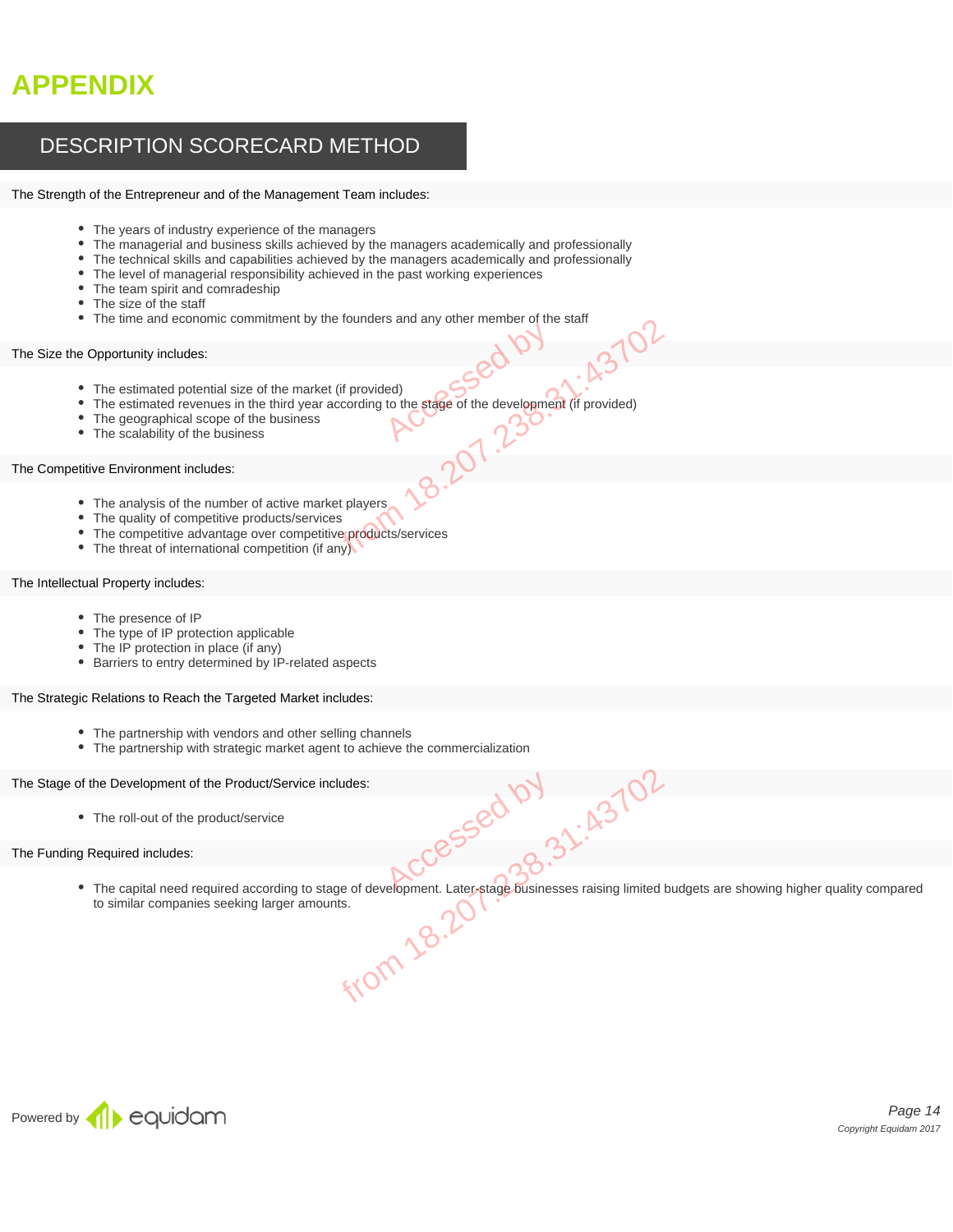# APPENDIX

## DESCRIPTION SCORECARD METHOD

The Strength of the Entrepreneur and of the Management Team includes:

- The years of industry experience of the managers
- The managerial and business skills achieved by the managers academically and professionally
- The technical skills and capabilities achieved by the managers academically and professionally
- The level of managerial responsibility achieved in the past working experiences
- The team spirit and comradeship
- The size of the staff
- The time and economic commitment by the founders and any other member of the staff

The Size the Opportunity includes:

- The estimated potential size of the market (if provided)
- The estimated revenues in the third year according to the stage of the development (if provided)
- The geographical scope of the business
- The scalability of the business

The Competitive Environment includes:

- The analysis of the number of active market players
- The quality of competitive products/services
- The competitive advantage over competitive products/services
- The threat of international competition (if any)

The Intellectual Property includes:

- The presence of IP
- The type of IP protection applicable
- The IP protection in place (if any)
- Barriers to entry determined by IP-related aspects

The Strategic Relations to Reach the Targeted Market includes:

- The partnership with vendors and other selling channels
- The partnership with strategic market agent to achieve the commercialization

The Stage of the Development of the Product/Service includes:

- The roll-out of the product/service

The Funding Required includes:

- The capital need required according to stage of development. Later-stage businesses raising limited budgets are showing higher quality compared to similar companies seeking larger amounts.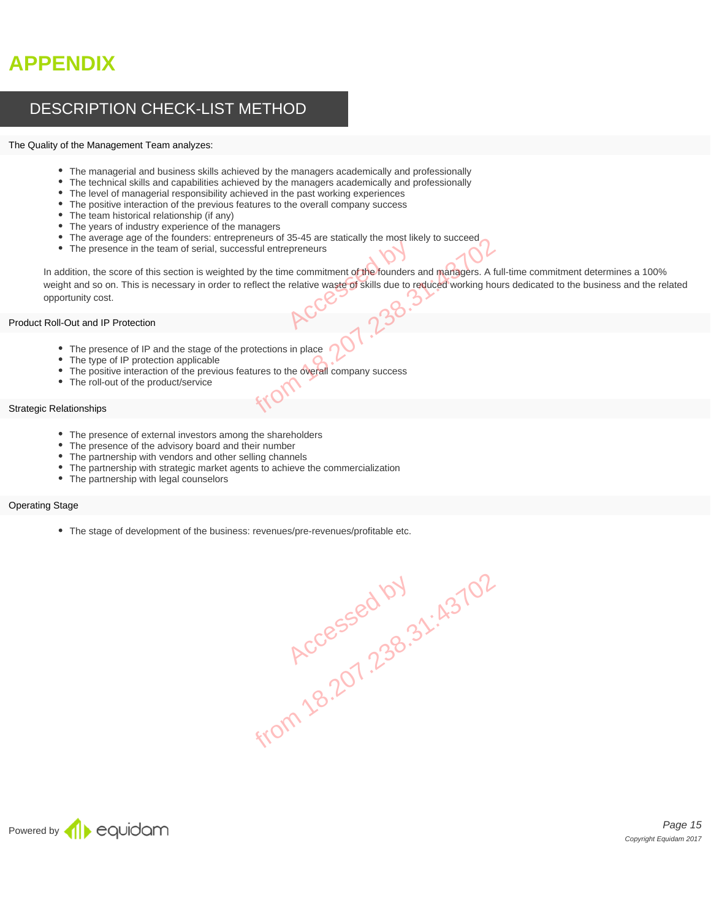# APPENDIX

## DESCRIPTION CHECK-LIST METHOD

### The Quality of the Management Team analyzes:

- The managerial and business skills achieved by the managers academically and professionally
- The technical skills and capabilities achieved by the managers academically and professionally
- The level of managerial responsibility achieved in the past working experiences
- The positive interaction of the previous features to the overall company success
- The team historical relationship (if any)
- The years of industry experience of the managers
- The average age of the founders: entrepreneurs of 35-45 are statically the most likely to succeed
- The presence in the team of serial, successful entrepreneurs

In addition, the score of this section is weighted by the time commitment of the founders and managers. A full-time commitment determines a 100% weight and so on. This is necessary in order to reflect the relative waste of skills due to reduced working hours dedicated to the business and the related opportunity cost.

### Product Roll-Out and IP Protection

- The presence of IP and the stage of the protections in place
- The type of IP protection applicable
- The positive interaction of the previous features to the overall company success
- The roll-out of the product/service

### Strategic Relationships

- The presence of external investors among the shareholders
- The presence of the advisory board and their number
- The partnership with vendors and other selling channels
- The partnership with strategic market agents to achieve the commercialization
- The partnership with legal counselors

### Operating Stage

- The stage of development of the business: revenues/pre-revenues/profitable etc.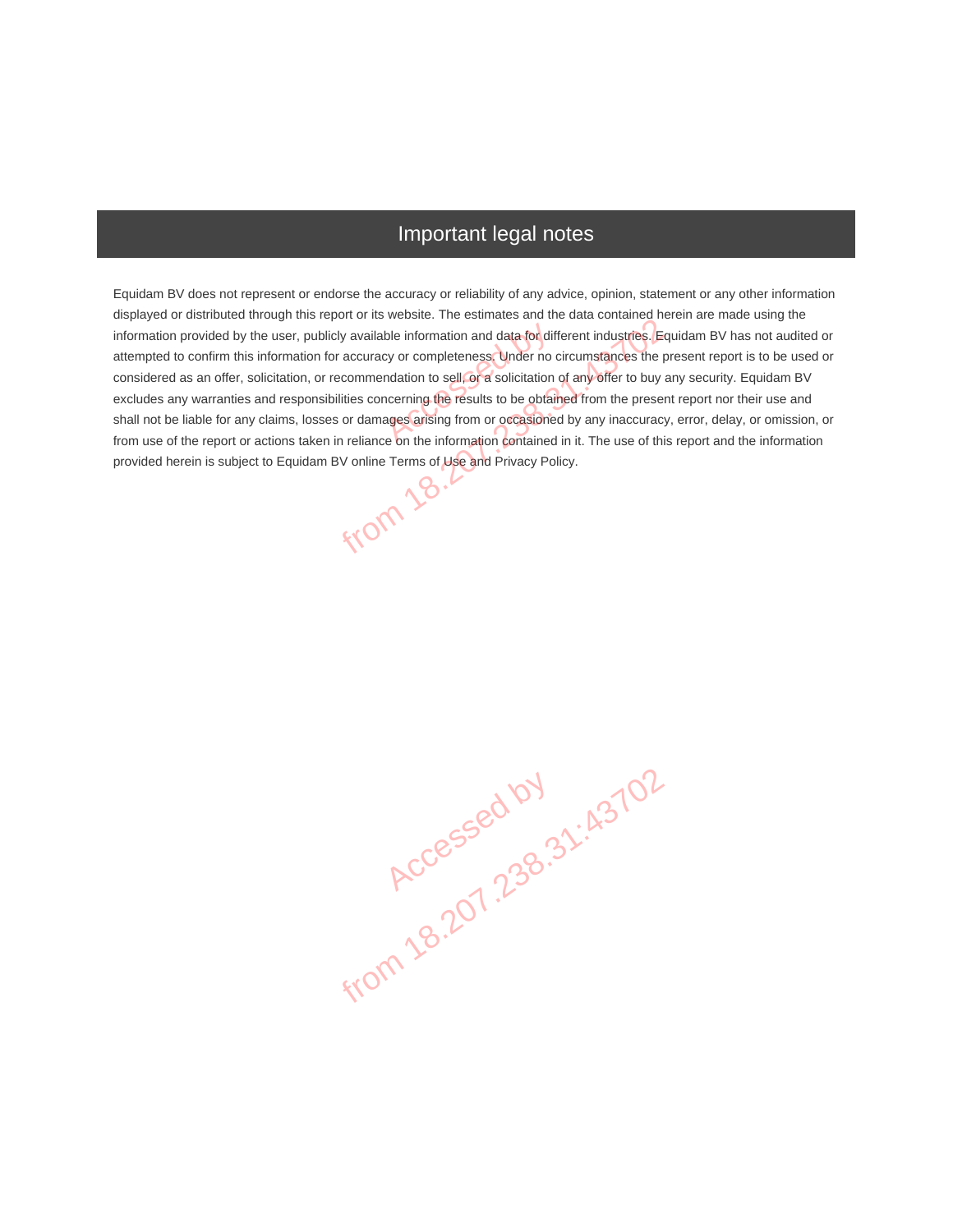# Important legal notes

Equidam BV does not represent or endorse the accuracy or reliability of any advice, opinion, statement or any other information displayed or distributed through this report or its website. The estimates and the data contained herein are made using the information provided by the user, publicly available information and data for different industries. Equidam BV has not audited or attempted to confirm this information for accuracy or completeness. Under no circumstances the present report is to be used or considered as an offer, solicitation, or recommendation to sell, or a solicitation of any offer to buy any security. Equidam BV excludes any warranties and responsibilities concerning the results to be obtained from the present report nor their use and shall not be liable for any claims, losses or damages arising from or occasioned by any inaccuracy, error, delay, or omission, or from use of the report or actions taken in reliance on the information contained in it. The use of this report and the information provided herein is subject to Equidam BV online Terms of Use and Privacy Policy.